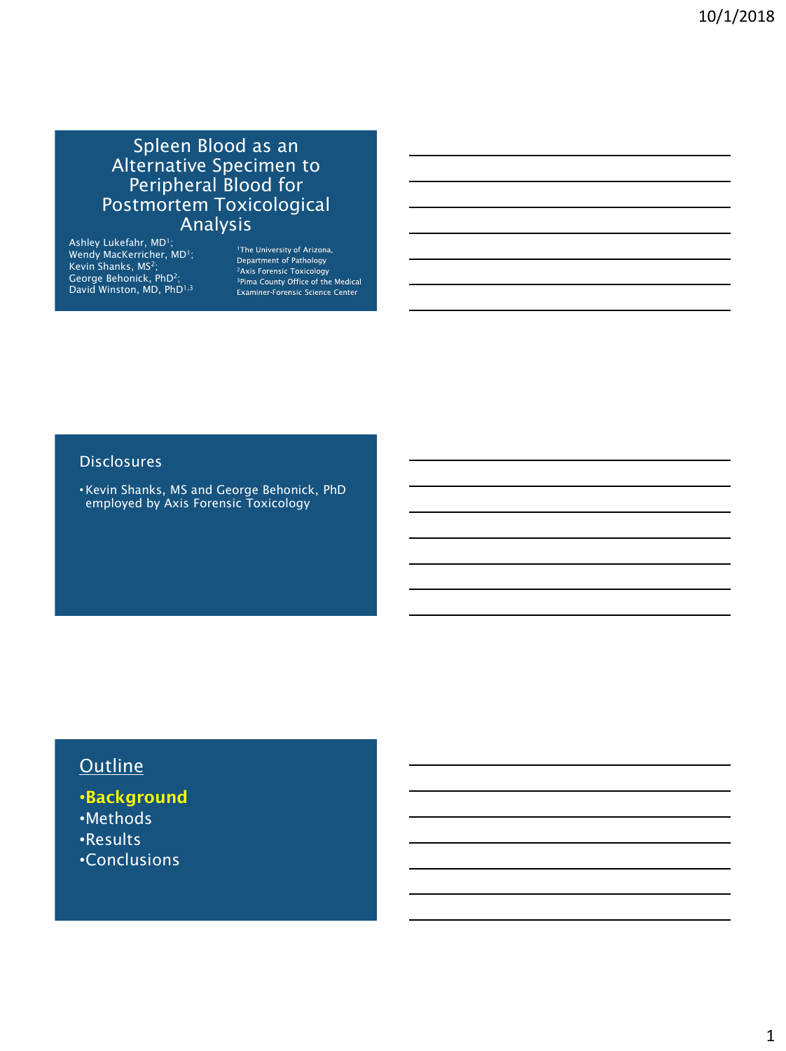# Spleen Blood as an Alternative Specimen to Peripheral Blood for Postmortem Toxicological Analysis

Ashley Lukefahr, MD[1];
Wendy MacKerricher, MD[1];
Kevin Shanks, MS[2];
George Behonick, PhD[2];
David Winston, MD, PhD[1,3]

[1]The University of Arizona, Department of Pathology
[2]Axis Forensic Toxicology
[3]Pima County Office of the Medical Examiner-Forensic Science Center

## Disclosures

- Kevin Shanks, MS and George Behonick, PhD employed by Axis Forensic Toxicology

## Outline

- **Background**
- Methods
- Results
- Conclusions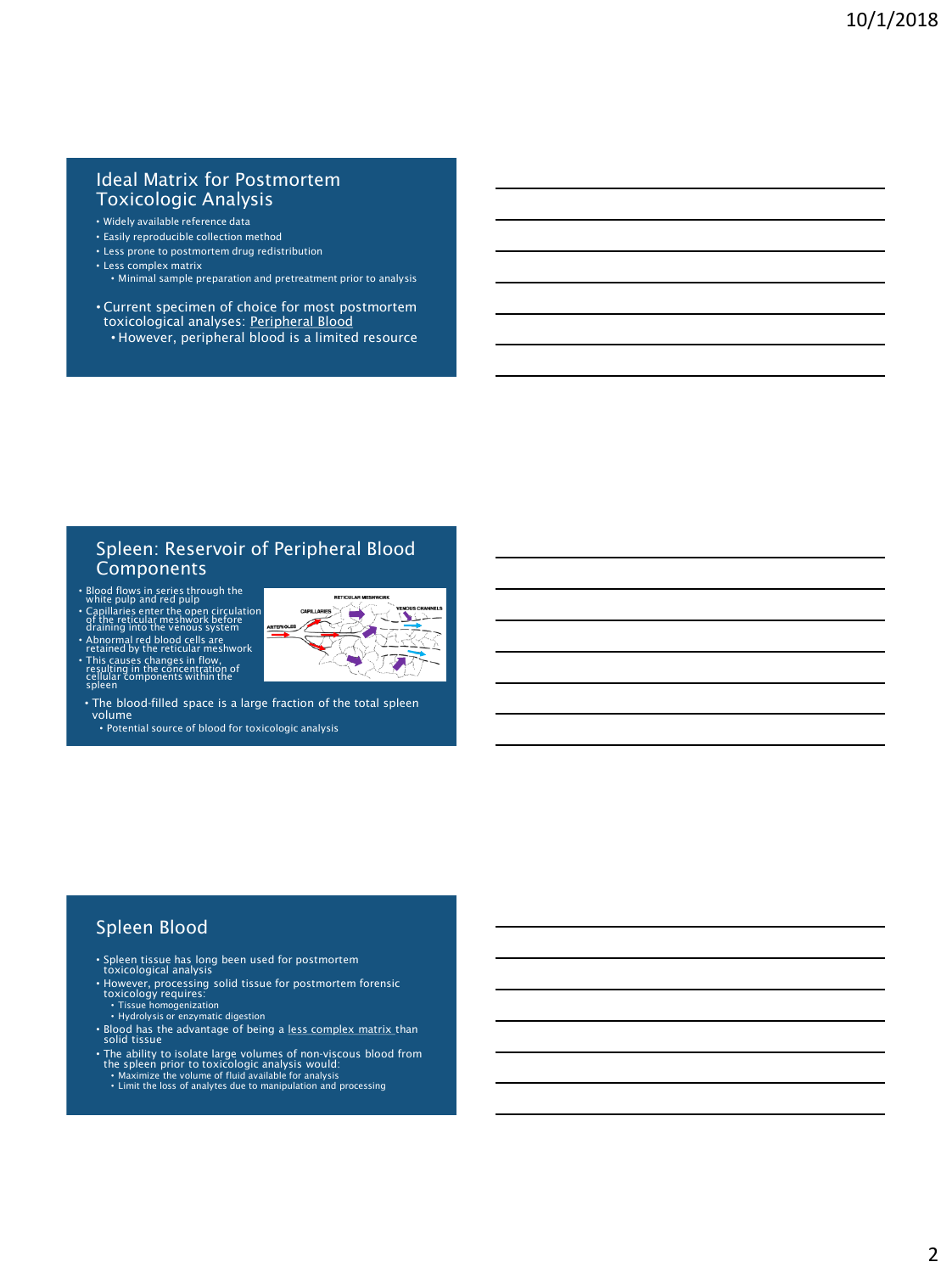## Ideal Matrix for Postmortem Toxicologic Analysis

- Widely available reference data
- Easily reproducible collection method
- Less prone to postmortem drug redistribution
- Less complex matrix
  - Minimal sample preparation and pretreatment prior to analysis

- Current specimen of choice for most postmortem toxicological analyses: Peripheral Blood
  - However, peripheral blood is a limited resource

## Spleen: Reservoir of Peripheral Blood Components

- Blood flows in series through the white pulp and red pulp
- Capillaries enter the open circulation of the reticular meshwork before draining into the venous system
- Abnormal red blood cells are retained by the reticular meshwork
- This causes changes in flow, resulting in the concentration of cellular components within the spleen

- The blood-filled space is a large fraction of the total spleen volume
  - Potential source of blood for toxicologic analysis

## Spleen Blood

- Spleen tissue has long been used for postmortem toxicological analysis
- However, processing solid tissue for postmortem forensic toxicology requires:
  - Tissue homogenization
  - Hydrolysis or enzymatic digestion
- Blood has the advantage of being a less complex matrix than solid tissue
- The ability to isolate large volumes of non-viscous blood from the spleen prior to toxicologic analysis would:
  - Maximize the volume of fluid available for analysis
  - Limit the loss of analytes due to manipulation and processing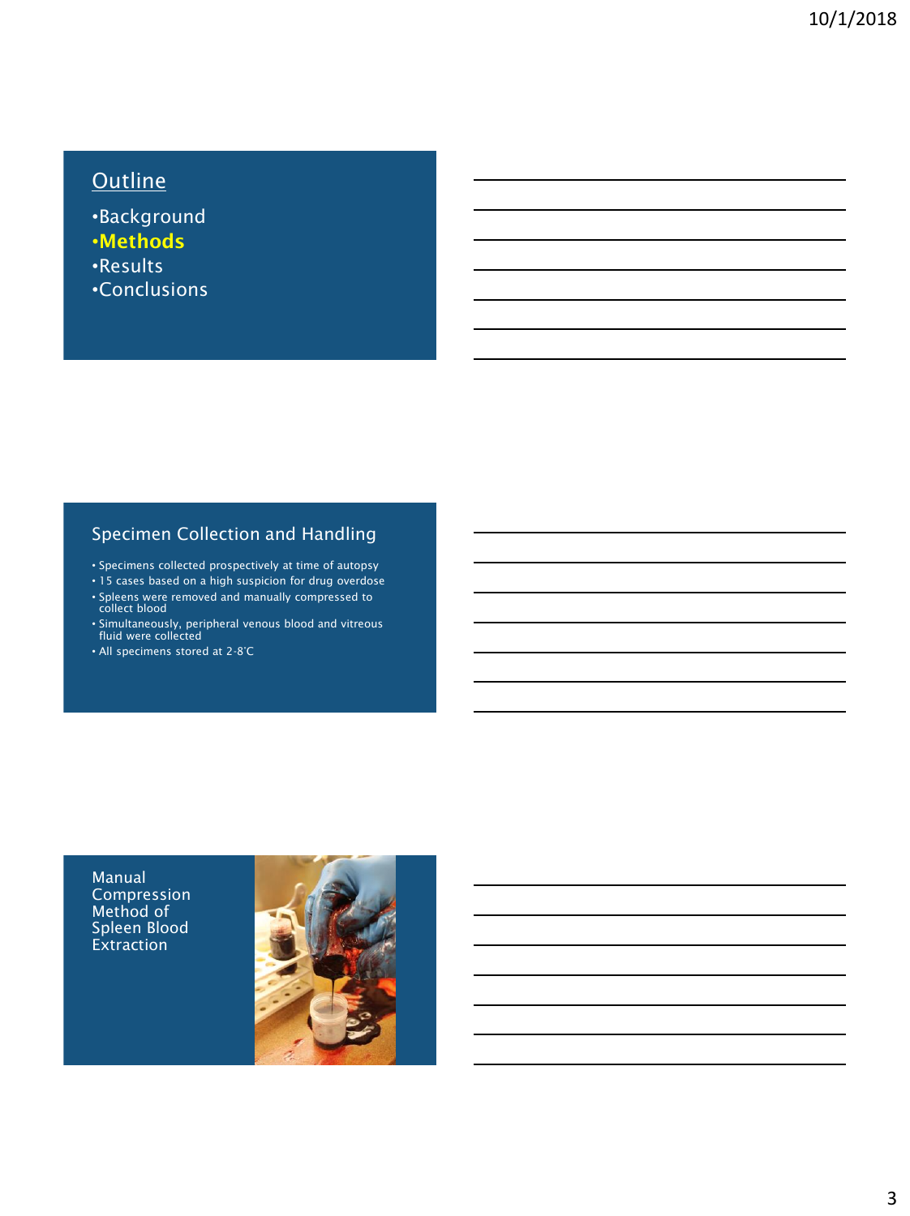## Outline

- Background
- **Methods**
- Results
- Conclusions

## Specimen Collection and Handling

- Specimens collected prospectively at time of autopsy
- 15 cases based on a high suspicion for drug overdose
- Spleens were removed and manually compressed to collect blood
- Simultaneously, peripheral venous blood and vitreous fluid were collected
- All specimens stored at 2-8°C

## Manual Compression Method of Spleen Blood Extraction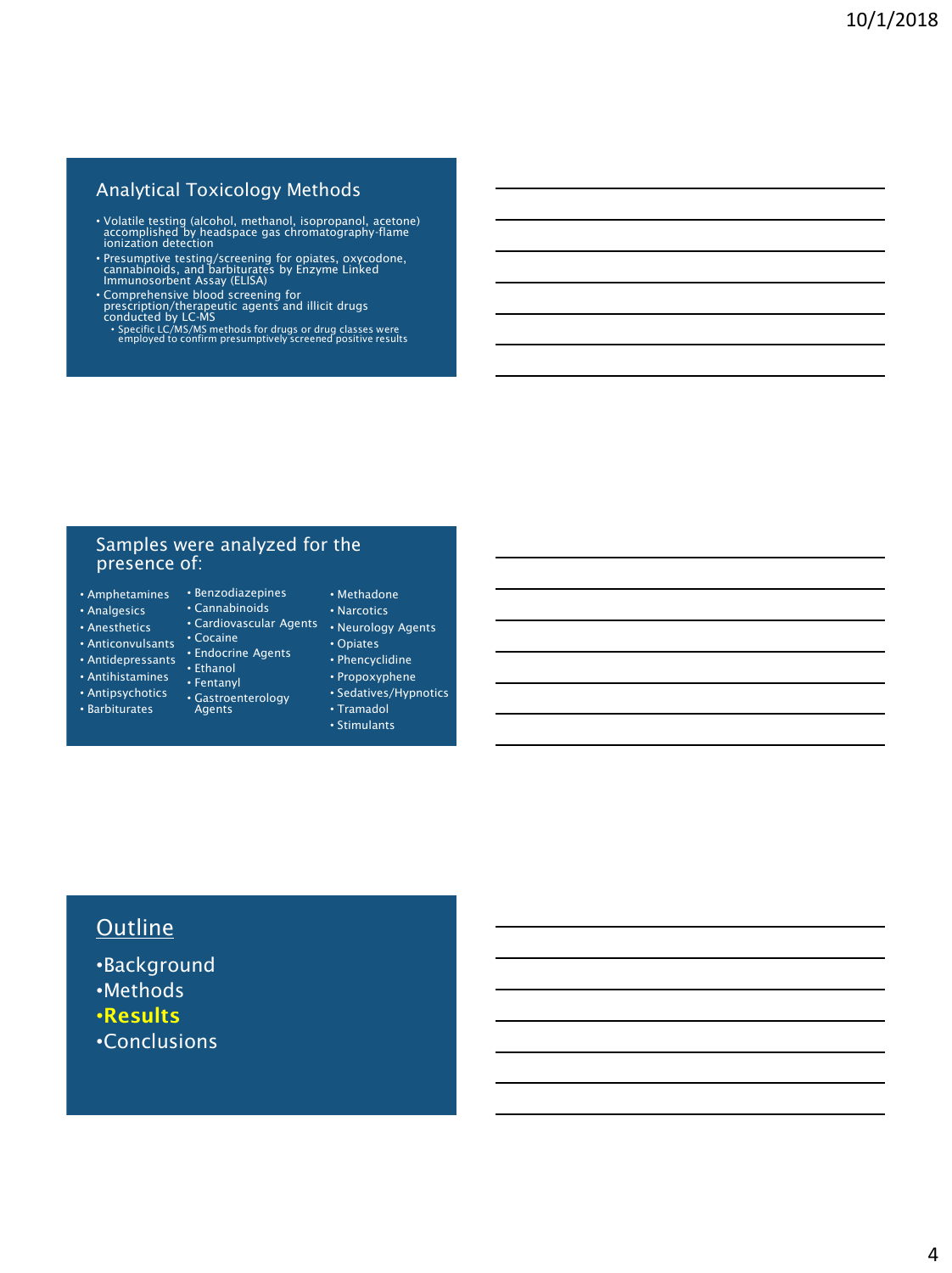## Analytical Toxicology Methods

- Volatile testing (alcohol, methanol, isopropanol, acetone) accomplished by headspace gas chromatography-flame ionization detection
- Presumptive testing/screening for opiates, oxycodone, cannabinoids, and barbiturates by Enzyme Linked Immunosorbent Assay (ELISA)
- Comprehensive blood screening for prescription/therapeutic agents and illicit drugs conducted by LC-MS
  - Specific LC/MS/MS methods for drugs or drug classes were employed to confirm presumptively screened positive results

## Samples were analyzed for the presence of:

- Amphetamines
- Analgesics
- Anesthetics
- Anticonvulsants
- Antidepressants
- Antihistamines
- Antipsychotics
- Barbiturates
- Benzodiazepines
- Cannabinoids
- Cardiovascular Agents
- Cocaine
- Endocrine Agents
- Ethanol
- Fentanyl
- Gastroenterology Agents
- Methadone
- Narcotics
- Neurology Agents
- Opiates
- Phencyclidine
- Propoxyphene
- Sedatives/Hypnotics
- Tramadol
- Stimulants

## Outline

- Background
- Methods
- **Results**
- Conclusions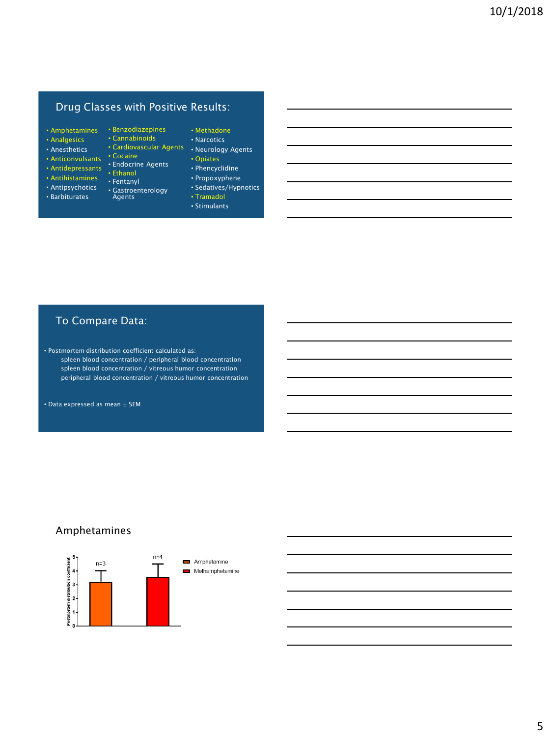## Drug Classes with Positive Results:

- Amphetamines
- Analgesics
- Anesthetics
- Anticonvulsants
- Antidepressants
- Antihistamines
- Antipsychotics
- Barbiturates
- Benzodiazepines
- Cannabinoids
- Cardiovascular Agents
- Cocaine
- Endocrine Agents
- Ethanol
- Fentanyl
- Gastroenterology Agents
- Methadone
- Narcotics
- Neurology Agents
- Opiates
- Phencyclidine
- Propoxyphene
- Sedatives/Hypnotics
- Tramadol
- Stimulants

## To Compare Data:

- Postmortem distribution coefficient calculated as:
  - spleen blood concentration / peripheral blood concentration
  - spleen blood concentration / vitreous humor concentration
  - peripheral blood concentration / vitreous humor concentration
- Data expressed as mean ± SEM

## Amphetamines

Postmortem distribution coefficient

| | n | Approx. mean |
|---|---|---|
| Amphetamine | n=3 | ~3.2 |
| Methamphetamine | n=4 | ~3.6 |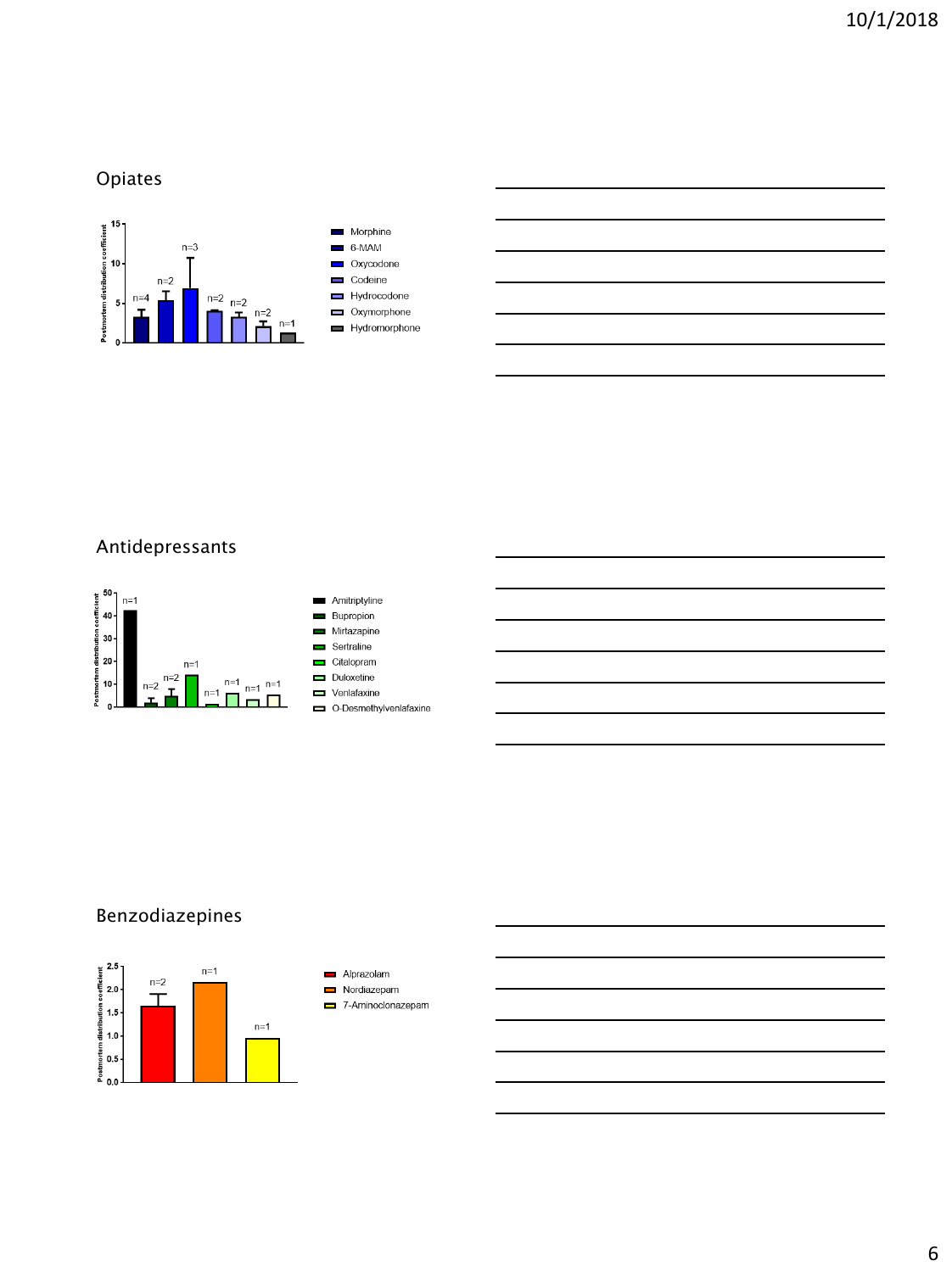## Opiates

Postmortem distribution coefficient

| Drug | n |
| --- | --- |
| Morphine | n=4 |
| 6-MAM | n=2 |
| Oxycodone | n=3 |
| Codeine | n=2 |
| Hydrocodone | n=2 |
| Oxymorphone | n=2 |
| Hydromorphone | n=1 |

## Antidepressants

Postmortem distribution coefficient

| Drug | n |
| --- | --- |
| Amitriptyline | n=1 |
| Bupropion | n=2 |
| Mirtazapine | n=2 |
| Sertraline | n=1 |
| Citalopram | n=1 |
| Duloxetine | n=1 |
| Venlafaxine | n=1 |
| O-Desmethylvenlafaxine | n=1 |

## Benzodiazepines

Postmortem distribution coefficient

| Drug | n |
| --- | --- |
| Alprazolam | n=2 |
| Nordiazepam | n=1 |
| 7-Aminoclonazepam | n=1 |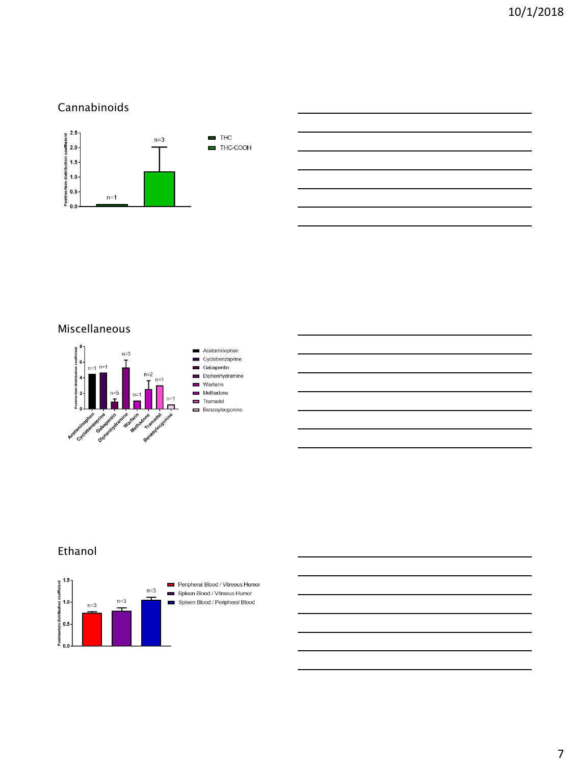## Cannabinoids

## Miscellaneous

## Ethanol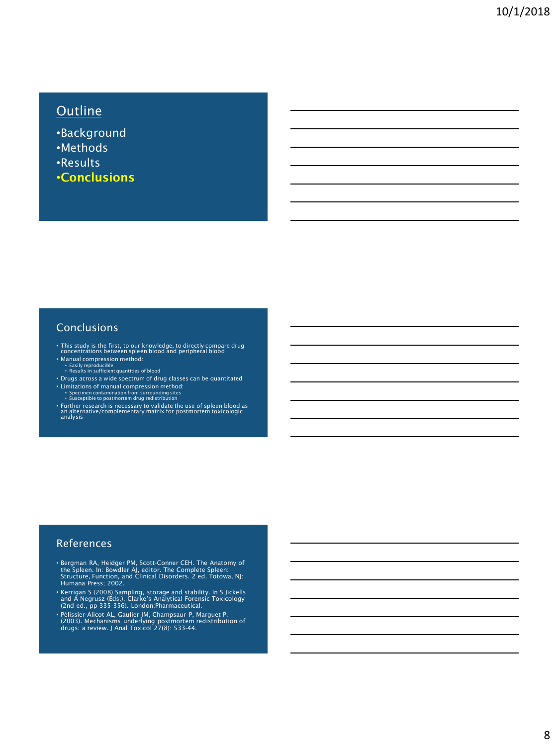## Outline

- Background
- Methods
- Results
- **Conclusions**

## Conclusions

- This study is the first, to our knowledge, to directly compare drug concentrations between spleen blood and peripheral blood
- Manual compression method:
  - Easily reproducible
  - Results in sufficient quantities of blood
- Drugs across a wide spectrum of drug classes can be quantitated
- Limitations of manual compression method:
  - Specimen contamination from surrounding sites
  - Susceptible to postmortem drug redistribution
- Further research is necessary to validate the use of spleen blood as an alternative/complementary matrix for postmortem toxicologic analysis

## References

- Bergman RA, Heidger PM, Scott-Conner CEH. The Anatomy of the Spleen. In: Bowdler AJ, editor. The Complete Spleen: Structure, Function, and Clinical Disorders. 2 ed. Totowa, NJ: Humana Press; 2002.
- Kerrigan S (2008) Sampling, storage and stability. In S Jickells and A Negrusz (Eds.). Clarke's Analytical Forensic Toxicology (2nd ed., pp 335-356). London:Pharmaceutical.
- Pélissier-Alicot AL, Gaulier JM, Champsaur P, Marguet P. (2003). Mechanisms underlying postmortem redistribution of drugs: a review. J Anal Toxicol 27(8): 533-44.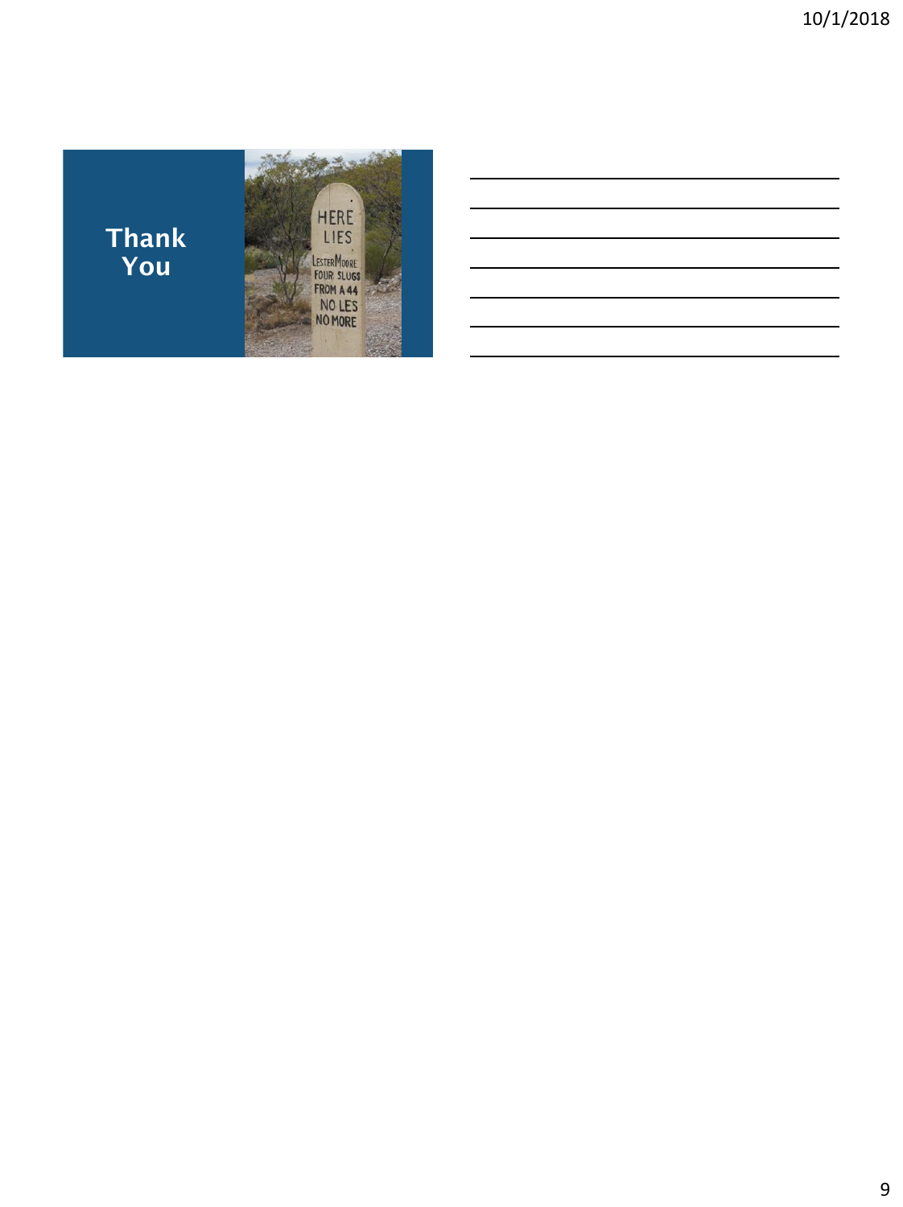# Thank You

HERE LIES LESTER MOORE FOUR SLUGS FROM A 44 NO LES NO MORE